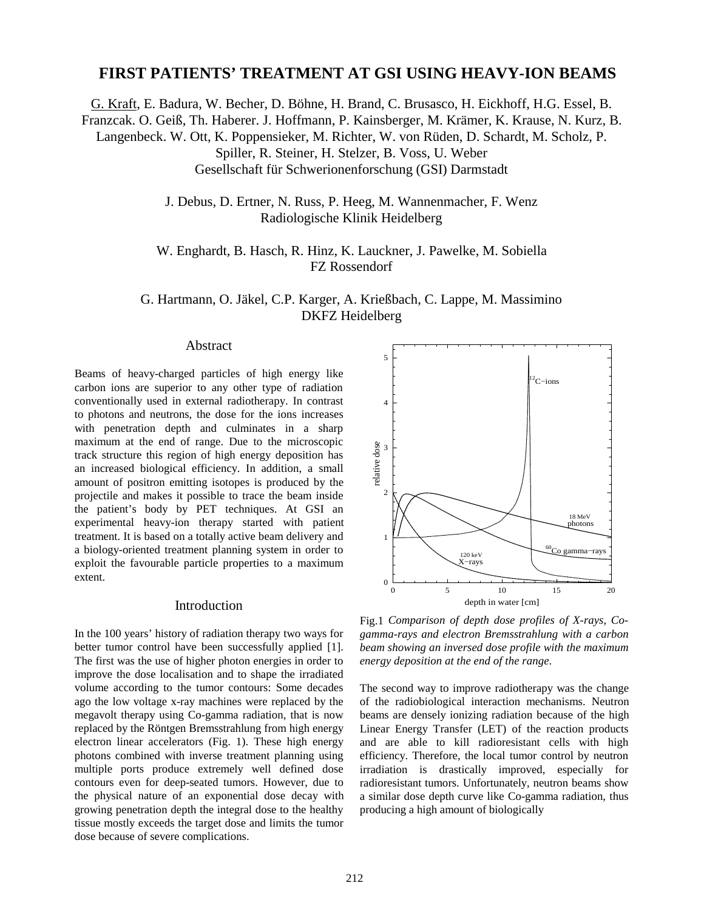# FIRST PATIENTS' TREATMENT AT GSI USING HEAVY-ION BEAMS

G. Kraft, E. Badura, W. Becher, D. Böhne, H. Brand, C. Brusasco, H. Eickhoff, H.G. Essel, B. Franzcak. O. Geiß, Th. Haberer. J. Hoffmann, P. Kainsberger, M. Krämer, K. Krause, N. Kurz, B. Langenbeck. W. Ott, K. Poppensieker, M. Richter, W. von Rüden, D. Schardt, M. Scholz, P. Spiller, R. Steiner, H. Stelzer, B. Voss, U. Weber
Gesellschaft für Schwerionenforschung (GSI) Darmstadt

J. Debus, D. Ertner, N. Russ, P. Heeg, M. Wannenmacher, F. Wenz
Radiologische Klinik Heidelberg

W. Enghardt, B. Hasch, R. Hinz, K. Lauckner, J. Pawelke, M. Sobiella
FZ Rossendorf

G. Hartmann, O. Jäkel, C.P. Karger, A. Krießbach, C. Lappe, M. Massimino
DKFZ Heidelberg

## Abstract

Beams of heavy-charged particles of high energy like carbon ions are superior to any other type of radiation conventionally used in external radiotherapy. In contrast to photons and neutrons, the dose for the ions increases with penetration depth and culminates in a sharp maximum at the end of range. Due to the microscopic track structure this region of high energy deposition has an increased biological efficiency. In addition, a small amount of positron emitting isotopes is produced by the projectile and makes it possible to trace the beam inside the patient's body by PET techniques. At GSI an experimental heavy-ion therapy started with patient treatment. It is based on a totally active beam delivery and a biology-oriented treatment planning system in order to exploit the favourable particle properties to a maximum extent.

## Introduction

In the 100 years' history of radiation therapy two ways for better tumor control have been successfully applied [1]. The first was the use of higher photon energies in order to improve the dose localisation and to shape the irradiated volume according to the tumor contours: Some decades ago the low voltage x-ray machines were replaced by the megavolt therapy using Co-gamma radiation, that is now replaced by the Röntgen Bremsstrahlung from high energy electron linear accelerators (Fig. 1). These high energy photons combined with inverse treatment planning using multiple ports produce extremely well defined dose contours even for deep-seated tumors. However, due to the physical nature of an exponential dose decay with growing penetration depth the integral dose to the healthy tissue mostly exceeds the target dose and limits the tumor dose because of severe complications.

Fig.1 *Comparison of depth dose profiles of X-rays, Co-gamma-rays and electron Bremsstrahlung with a carbon beam showing an inversed dose profile with the maximum energy deposition at the end of the range.*

The second way to improve radiotherapy was the change of the radiobiological interaction mechanisms. Neutron beams are densely ionizing radiation because of the high Linear Energy Transfer (LET) of the reaction products and are able to kill radioresistant cells with high efficiency. Therefore, the local tumor control by neutron irradiation is drastically improved, especially for radioresistant tumors. Unfortunately, neutron beams show a similar dose depth curve like Co-gamma radiation, thus producing a high amount of biologically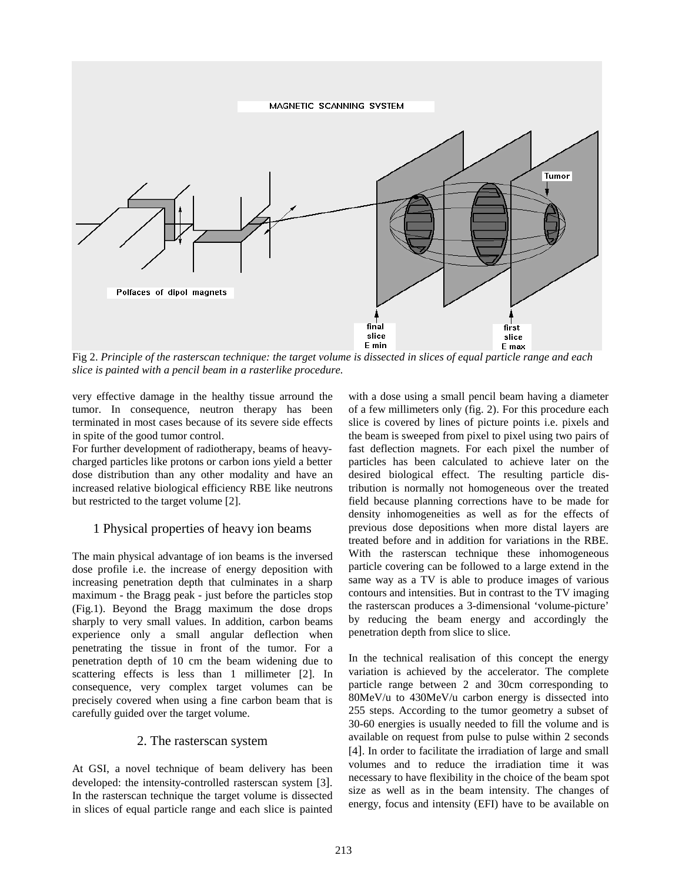Fig 2. *Principle of the rasterscan technique: the target volume is dissected in slices of equal particle range and each slice is painted with a pencil beam in a rasterlike procedure.*

very effective damage in the healthy tissue arround the tumor. In consequence, neutron therapy has been terminated in most cases because of its severe side effects in spite of the good tumor control.

For further development of radiotherapy, beams of heavy-charged particles like protons or carbon ions yield a better dose distribution than any other modality and have an increased relative biological efficiency RBE like neutrons but restricted to the target volume [2].

## 1 Physical properties of heavy ion beams

The main physical advantage of ion beams is the inversed dose profile i.e. the increase of energy deposition with increasing penetration depth that culminates in a sharp maximum - the Bragg peak - just before the particles stop (Fig.1). Beyond the Bragg maximum the dose drops sharply to very small values. In addition, carbon beams experience only a small angular deflection when penetrating the tissue in front of the tumor. For a penetration depth of 10 cm the beam widening due to scattering effects is less than 1 millimeter [2]. In consequence, very complex target volumes can be precisely covered when using a fine carbon beam that is carefully guided over the target volume.

## 2. The rasterscan system

At GSI, a novel technique of beam delivery has been developed: the intensity-controlled rasterscan system [3]. In the rasterscan technique the target volume is dissected in slices of equal particle range and each slice is painted with a dose using a small pencil beam having a diameter of a few millimeters only (fig. 2). For this procedure each slice is covered by lines of picture points i.e. pixels and the beam is sweeped from pixel to pixel using two pairs of fast deflection magnets. For each pixel the number of particles has been calculated to achieve later on the desired biological effect. The resulting particle distribution is normally not homogeneous over the treated field because planning corrections have to be made for density inhomogeneities as well as for the effects of previous dose depositions when more distal layers are treated before and in addition for variations in the RBE. With the rasterscan technique these inhomogeneous particle covering can be followed to a large extend in the same way as a TV is able to produce images of various contours and intensities. But in contrast to the TV imaging the rasterscan produces a 3-dimensional 'volume-picture' by reducing the beam energy and accordingly the penetration depth from slice to slice.

In the technical realisation of this concept the energy variation is achieved by the accelerator. The complete particle range between 2 and 30cm corresponding to 80MeV/u to 430MeV/u carbon energy is dissected into 255 steps. According to the tumor geometry a subset of 30-60 energies is usually needed to fill the volume and is available on request from pulse to pulse within 2 seconds [4]. In order to facilitate the irradiation of large and small volumes and to reduce the irradiation time it was necessary to have flexibility in the choice of the beam spot size as well as in the beam intensity. The changes of energy, focus and intensity (EFI) have to be available on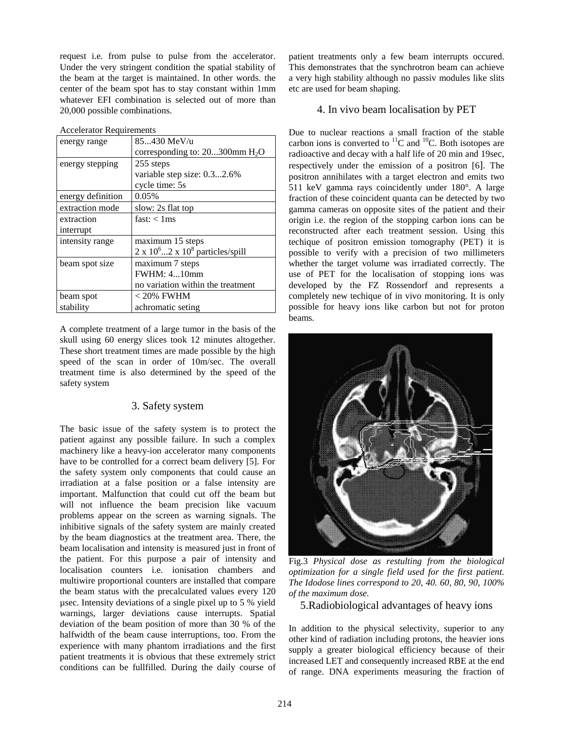request i.e. from pulse to pulse from the accelerator. Under the very stringent condition the spatial stability of the beam at the target is maintained. In other words. the center of the beam spot has to stay constant within 1mm whatever EFI combination is selected out of more than 20,000 possible combinations.

Accelerator Requirements

| | |
|---|---|
| energy range | 85...430 MeV/u<br>corresponding to: 20...300mm $H_2O$ |
| energy stepping | 255 steps<br>variable step size: 0.3...2.6%<br>cycle time: 5s |
| energy definition | 0.05% |
| extraction mode | slow: 2s flat top |
| extraction interrupt | fast: < 1ms |
| intensity range | maximum 15 steps<br>$2 \times 10^6 ... 2 \times 10^8$ particles/spill |
| beam spot size | maximum 7 steps<br>FWHM: 4...10mm<br>no variation within the treatment |
| beam spot stability | < 20% FWHM<br>achromatic seting |

A complete treatment of a large tumor in the basis of the skull using 60 energy slices took 12 minutes altogether. These short treatment times are made possible by the high speed of the scan in order of 10m/sec. The overall treatment time is also determined by the speed of the safety system

## 3. Safety system

The basic issue of the safety system is to protect the patient against any possible failure. In such a complex machinery like a heavy-ion accelerator many components have to be controlled for a correct beam delivery [5]. For the safety system only components that could cause an irradiation at a false position or a false intensity are important. Malfunction that could cut off the beam but will not influence the beam precision like vacuum problems appear on the screen as warning signals. The inhibitive signals of the safety system are mainly created by the beam diagnostics at the treatment area. There, the beam localisation and intensity is measured just in front of the patient. For this purpose a pair of intensity and localisation counters i.e. ionisation chambers and multiwire proportional counters are installed that compare the beam status with the precalculated values every 120 µsec. Intensity deviations of a single pixel up to 5 % yield warnings, larger deviations cause interrupts. Spatial deviation of the beam position of more than 30 % of the halfwidth of the beam cause interruptions, too. From the experience with many phantom irradiations and the first patient treatments it is obvious that these extremely strict conditions can be fullfilled. During the daily course of patient treatments only a few beam interrupts occured. This demonstrates that the synchrotron beam can achieve a very high stability although no passiv modules like slits etc are used for beam shaping.

## 4. In vivo beam localisation by PET

Due to nuclear reactions a small fraction of the stable carbon ions is converted to $^{11}C$ and $^{10}C$. Both isotopes are radioactive and decay with a half life of 20 min and 19sec, respectively under the emission of a positron [6]. The positron annihilates with a target electron and emits two 511 keV gamma rays coincidently under 180°. A large fraction of these coincident quanta can be detected by two gamma cameras on opposite sites of the patient and their origin i.e. the region of the stopping carbon ions can be reconstructed after each treatment session. Using this techique of positron emission tomography (PET) it is possible to verify with a precision of two millimeters whether the target volume was irradiated correctly. The use of PET for the localisation of stopping ions was developed by the FZ Rossendorf and represents a completely new techique of in vivo monitoring. It is only possible for heavy ions like carbon but not for proton beams.

Fig.3 *Physical dose as restulting from the biological optimization for a single field used for the first patient. The Idodose lines correspond to 20, 40. 60, 80, 90, 100% of the maximum dose.*

## 5.Radiobiological advantages of heavy ions

In addition to the physical selectivity, superior to any other kind of radiation including protons, the heavier ions supply a greater biological efficiency because of their increased LET and consequently increased RBE at the end of range. DNA experiments measuring the fraction of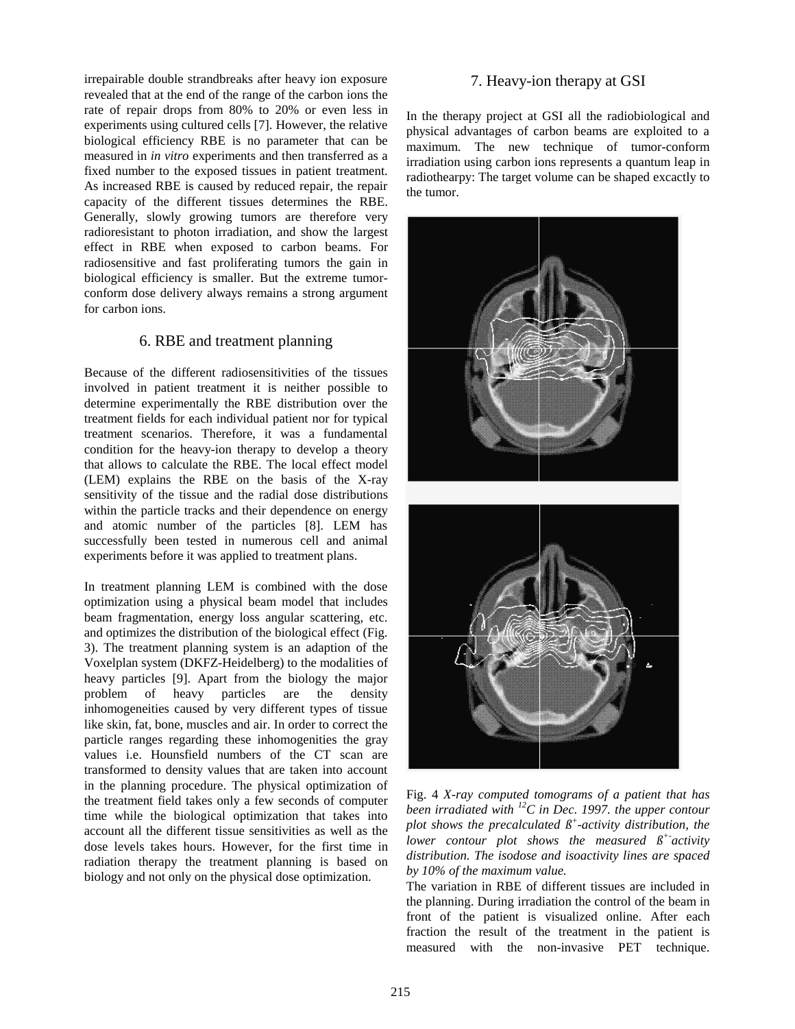irrepairable double strandbreaks after heavy ion exposure revealed that at the end of the range of the carbon ions the rate of repair drops from 80% to 20% or even less in experiments using cultured cells [7]. However, the relative biological efficiency RBE is no parameter that can be measured in *in vitro* experiments and then transferred as a fixed number to the exposed tissues in patient treatment. As increased RBE is caused by reduced repair, the repair capacity of the different tissues determines the RBE. Generally, slowly growing tumors are therefore very radioresistant to photon irradiation, and show the largest effect in RBE when exposed to carbon beams. For radiosensitive and fast proliferating tumors the gain in biological efficiency is smaller. But the extreme tumor-conform dose delivery always remains a strong argument for carbon ions.

## 6. RBE and treatment planning

Because of the different radiosensitivities of the tissues involved in patient treatment it is neither possible to determine experimentally the RBE distribution over the treatment fields for each individual patient nor for typical treatment scenarios. Therefore, it was a fundamental condition for the heavy-ion therapy to develop a theory that allows to calculate the RBE. The local effect model (LEM) explains the RBE on the basis of the X-ray sensitivity of the tissue and the radial dose distributions within the particle tracks and their dependence on energy and atomic number of the particles [8]. LEM has successfully been tested in numerous cell and animal experiments before it was applied to treatment plans.

In treatment planning LEM is combined with the dose optimization using a physical beam model that includes beam fragmentation, energy loss angular scattering, etc. and optimizes the distribution of the biological effect (Fig. 3). The treatment planning system is an adaption of the Voxelplan system (DKFZ-Heidelberg) to the modalities of heavy particles [9]. Apart from the biology the major problem of heavy particles are the density inhomogeneities caused by very different types of tissue like skin, fat, bone, muscles and air. In order to correct the particle ranges regarding these inhomogenities the gray values i.e. Hounsfield numbers of the CT scan are transformed to density values that are taken into account in the planning procedure. The physical optimization of the treatment field takes only a few seconds of computer time while the biological optimization that takes into account all the different tissue sensitivities as well as the dose levels takes hours. However, for the first time in radiation therapy the treatment planning is based on biology and not only on the physical dose optimization.

## 7. Heavy-ion therapy at GSI

In the therapy project at GSI all the radiobiological and physical advantages of carbon beams are exploited to a maximum. The new technique of tumor-conform irradiation using carbon ions represents a quantum leap in radiothearpy: The target volume can be shaped excactly to the tumor.

Fig. 4 *X-ray computed tomograms of a patient that has been irradiated with $^{12}C$ in Dec. 1997. the upper contour plot shows the precalculated $\beta^+$-activity distribution, the lower contour plot shows the measured $\beta^+$-activity distribution. The isodose and isoactivity lines are spaced by 10% of the maximum value.*

The variation in RBE of different tissues are included in the planning. During irradiation the control of the beam in front of the patient is visualized online. After each fraction the result of the treatment in the patient is measured with the non-invasive PET technique.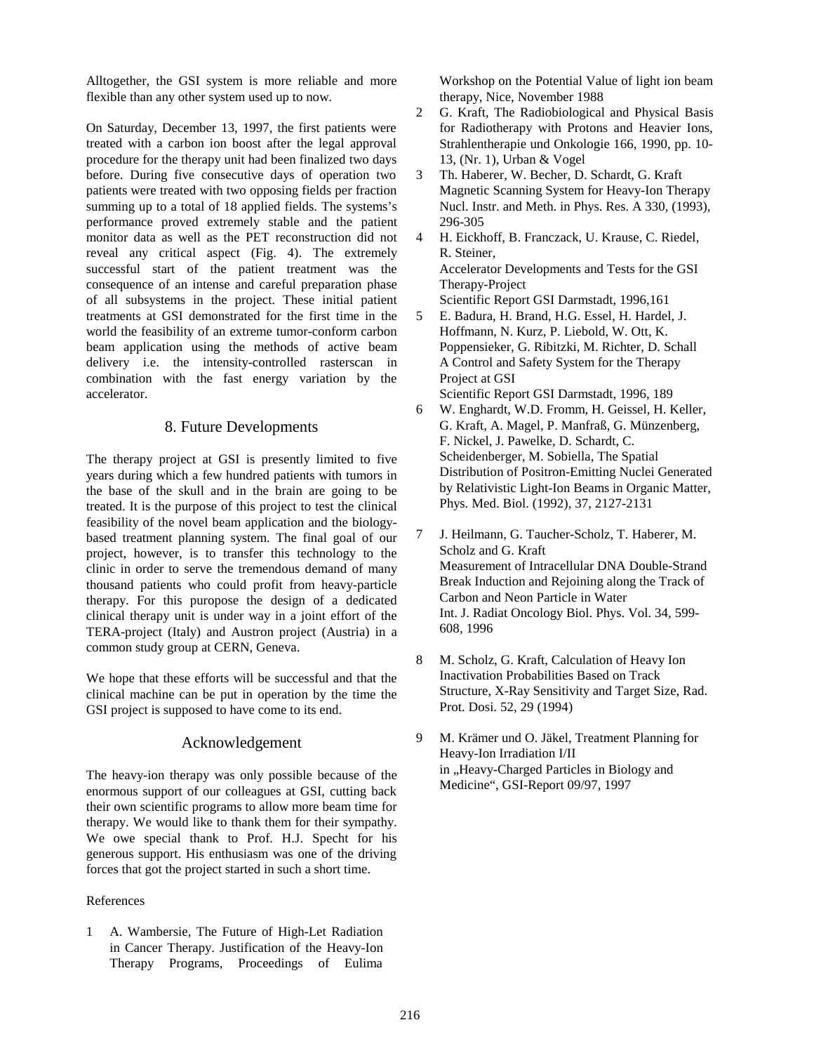Alltogether, the GSI system is more reliable and more flexible than any other system used up to now.

On Saturday, December 13, 1997, the first patients were treated with a carbon ion boost after the legal approval procedure for the therapy unit had been finalized two days before. During five consecutive days of operation two patients were treated with two opposing fields per fraction summing up to a total of 18 applied fields. The systems's performance proved extremely stable and the patient monitor data as well as the PET reconstruction did not reveal any critical aspect (Fig. 4). The extremely successful start of the patient treatment was the consequence of an intense and careful preparation phase of all subsystems in the project. These initial patient treatments at GSI demonstrated for the first time in the world the feasibility of an extreme tumor-conform carbon beam application using the methods of active beam delivery i.e. the intensity-controlled rasterscan in combination with the fast energy variation by the accelerator.

## 8. Future Developments

The therapy project at GSI is presently limited to five years during which a few hundred patients with tumors in the base of the skull and in the brain are going to be treated. It is the purpose of this project to test the clinical feasibility of the novel beam application and the biology-based treatment planning system. The final goal of our project, however, is to transfer this technology to the clinic in order to serve the tremendous demand of many thousand patients who could profit from heavy-particle therapy. For this puropose the design of a dedicated clinical therapy unit is under way in a joint effort of the TERA-project (Italy) and Austron project (Austria) in a common study group at CERN, Geneva.

We hope that these efforts will be successful and that the clinical machine can be put in operation by the time the GSI project is supposed to have come to its end.

## Acknowledgement

The heavy-ion therapy was only possible because of the enormous support of our colleagues at GSI, cutting back their own scientific programs to allow more beam time for therapy. We would like to thank them for their sympathy. We owe special thank to Prof. H.J. Specht for his generous support. His enthusiasm was one of the driving forces that got the project started in such a short time.

References

1. A. Wambersie, The Future of High-Let Radiation in Cancer Therapy. Justification of the Heavy-Ion Therapy Programs, Proceedings of Eulima Workshop on the Potential Value of light ion beam therapy, Nice, November 1988
2. G. Kraft, The Radiobiological and Physical Basis for Radiotherapy with Protons and Heavier Ions, Strahlentherapie und Onkologie 166, 1990, pp. 10-13, (Nr. 1), Urban & Vogel
3. Th. Haberer, W. Becher, D. Schardt, G. Kraft Magnetic Scanning System for Heavy-Ion Therapy Nucl. Instr. and Meth. in Phys. Res. A 330, (1993), 296-305
4. H. Eickhoff, B. Franczack, U. Krause, C. Riedel, R. Steiner, Accelerator Developments and Tests for the GSI Therapy-Project Scientific Report GSI Darmstadt, 1996,161
5. E. Badura, H. Brand, H.G. Essel, H. Hardel, J. Hoffmann, N. Kurz, P. Liebold, W. Ott, K. Poppensieker, G. Ribitzki, M. Richter, D. Schall A Control and Safety System for the Therapy Project at GSI Scientific Report GSI Darmstadt, 1996, 189
6. W. Enghardt, W.D. Fromm, H. Geissel, H. Keller, G. Kraft, A. Magel, P. Manfraß, G. Münzenberg, F. Nickel, J. Pawelke, D. Schardt, C. Scheidenberger, M. Sobiella, The Spatial Distribution of Positron-Emitting Nuclei Generated by Relativistic Light-Ion Beams in Organic Matter, Phys. Med. Biol. (1992), 37, 2127-2131
7. J. Heilmann, G. Taucher-Scholz, T. Haberer, M. Scholz and G. Kraft Measurement of Intracellular DNA Double-Strand Break Induction and Rejoining along the Track of Carbon and Neon Particle in Water Int. J. Radiat Oncology Biol. Phys. Vol. 34, 599-608, 1996
8. M. Scholz, G. Kraft, Calculation of Heavy Ion Inactivation Probabilities Based on Track Structure, X-Ray Sensitivity and Target Size, Rad. Prot. Dosi. 52, 29 (1994)
9. M. Krämer und O. Jäkel, Treatment Planning for Heavy-Ion Irradiation I/II in „Heavy-Charged Particles in Biology and Medicine“, GSI-Report 09/97, 1997